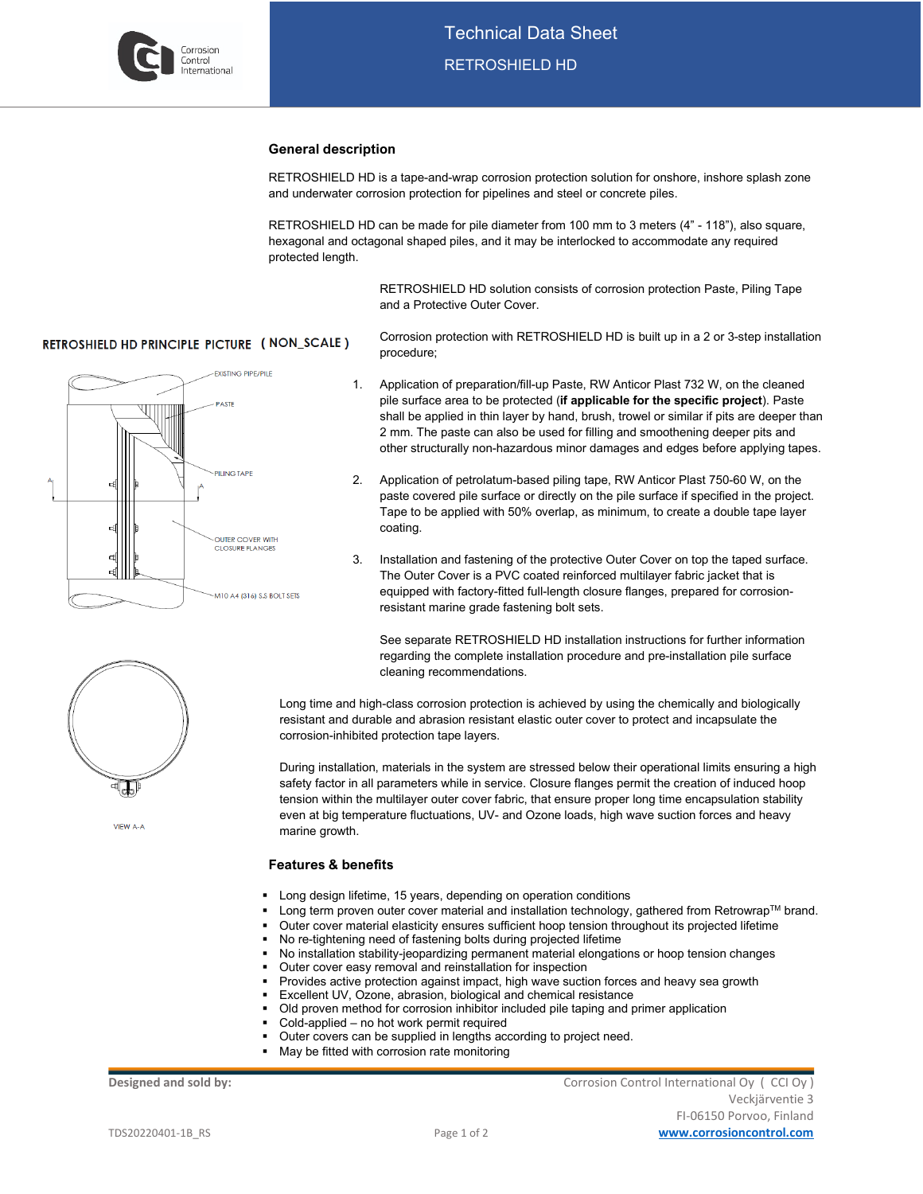# Technical Data Sheet

## RETROSHIELD HD

### General description

RETROSHIELD HD is a tape-and-wrap corrosion protection solution for onshore, inshore splash zone and underwater corrosion protection for pipelines and steel or concrete piles.

RETROSHIELD HD can be made for pile diameter from 100 mm to 3 meters (4" - 118"), also square, hexagonal and octagonal shaped piles, and it may be interlocked to accommodate any required protected length.

RETROSHIELD HD solution consists of corrosion protection Paste, Piling Tape and a Protective Outer Cover.

Corrosion protection with RETROSHIELD HD is built up in a 2 or 3-step installation procedure;

RETROSHIELD HD PRINCIPLE PICTURE ( NON_SCALE )

EXISTING PIPE/PILE

PASTE

PILING TAPE

OUTER COVER WITH CLOSURE FLANGES

M10 A4 (316) S.S BOLT SETS

VIEW A-A

1. Application of preparation/fill-up Paste, RW Anticor Plast 732 W, on the cleaned pile surface area to be protected (**if applicable for the specific project**). Paste shall be applied in thin layer by hand, brush, trowel or similar if pits are deeper than 2 mm. The paste can also be used for filling and smoothening deeper pits and other structurally non-hazardous minor damages and edges before applying tapes.

2. Application of petrolatum-based piling tape, RW Anticor Plast 750-60 W, on the paste covered pile surface or directly on the pile surface if specified in the project. Tape to be applied with 50% overlap, as minimum, to create a double tape layer coating.

3. Installation and fastening of the protective Outer Cover on top the taped surface. The Outer Cover is a PVC coated reinforced multilayer fabric jacket that is equipped with factory-fitted full-length closure flanges, prepared for corrosion-resistant marine grade fastening bolt sets.

   See separate RETROSHIELD HD installation instructions for further information regarding the complete installation procedure and pre-installation pile surface cleaning recommendations.

Long time and high-class corrosion protection is achieved by using the chemically and biologically resistant and durable and abrasion resistant elastic outer cover to protect and incapsulate the corrosion-inhibited protection tape layers.

During installation, materials in the system are stressed below their operational limits ensuring a high safety factor in all parameters while in service. Closure flanges permit the creation of induced hoop tension within the multilayer outer cover fabric, that ensure proper long time encapsulation stability even at big temperature fluctuations, UV- and Ozone loads, high wave suction forces and heavy marine growth.

### Features & benefits

- Long design lifetime, 15 years, depending on operation conditions
- Long term proven outer cover material and installation technology, gathered from Retrowrap™ brand.
- Outer cover material elasticity ensures sufficient hoop tension throughout its projected lifetime
- No re-tightening need of fastening bolts during projected lifetime
- No installation stability-jeopardizing permanent material elongations or hoop tension changes
- Outer cover easy removal and reinstallation for inspection
- Provides active protection against impact, high wave suction forces and heavy sea growth
- Excellent UV, Ozone, abrasion, biological and chemical resistance
- Old proven method for corrosion inhibitor included pile taping and primer application
- Cold-applied – no hot work permit required
- Outer covers can be supplied in lengths according to project need.
- May be fitted with corrosion rate monitoring

**Designed and sold by:**

Corrosion Control International Oy ( CCI Oy )
Veckjärventie 3
FI-06150 Porvoo, Finland
www.corrosioncontrol.com

TDS20220401-1B_RS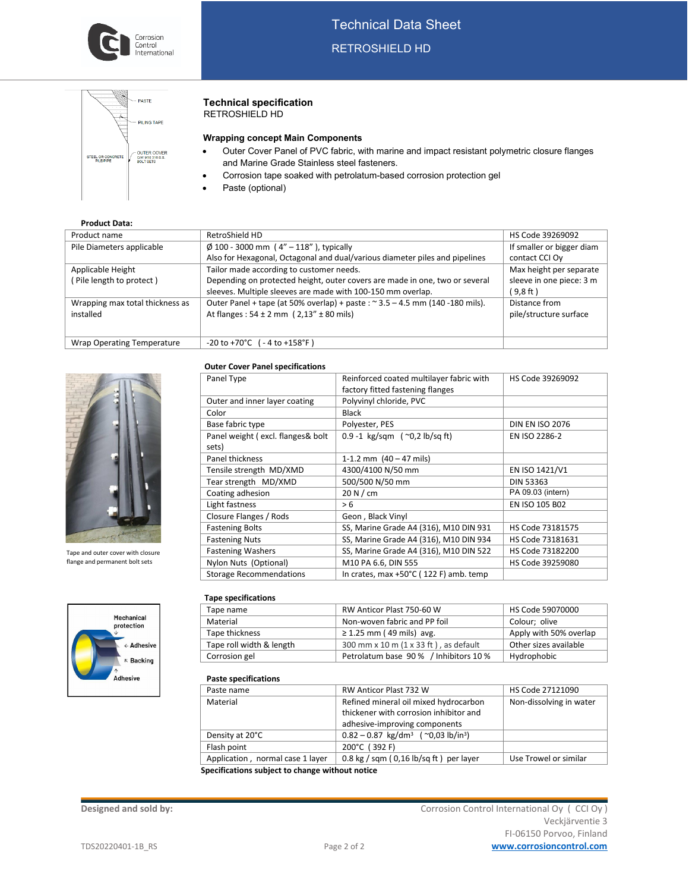# Technical Data Sheet

RETROSHIELD HD

## Technical specification

RETROSHIELD HD

### Wrapping concept Main Components

- Outer Cover Panel of PVC fabric, with marine and impact resistant polymetric closure flanges and Marine Grade Stainless steel fasteners.
- Corrosion tape soaked with petrolatum-based corrosion protection gel
- Paste (optional)

**Product Data:**

| | | |
|---|---|---|
| Product name | RetroShield HD | HS Code 39269092 |
| Pile Diameters applicable | Ø 100 - 3000 mm ( 4" – 118" ), typically<br>Also for Hexagonal, Octagonal and dual/various diameter piles and pipelines | If smaller or bigger diam contact CCI Oy |
| Applicable Height<br>( Pile length to protect ) | Tailor made according to customer needs.<br>Depending on protected height, outer covers are made in one, two or several sleeves. Multiple sleeves are made with 100-150 mm overlap. | Max height per separate sleeve in one piece: 3 m ( 9,8 ft ) |
| Wrapping max total thickness as installed | Outer Panel + tape (at 50% overlap) + paste : ~ 3.5 – 4.5 mm (140 -180 mils).<br>At flanges : 54 ± 2 mm ( 2,13" ± 80 mils) | Distance from pile/structure surface |
| Wrap Operating Temperature | -20 to +70°C ( - 4 to +158°F ) | |

**Outer Cover Panel specifications**

| | | |
|---|---|---|
| Panel Type | Reinforced coated multilayer fabric with factory fitted fastening flanges | HS Code 39269092 |
| Outer and inner layer coating | Polyvinyl chloride, PVC | |
| Color | Black | |
| Base fabric type | Polyester, PES | DIN EN ISO 2076 |
| Panel weight ( excl. flanges& bolt sets) | 0.9 -1 kg/sqm ( ~0,2 lb/sq ft) | EN ISO 2286-2 |
| Panel thickness | 1-1.2 mm (40 – 47 mils) | |
| Tensile strength MD/XMD | 4300/4100 N/50 mm | EN ISO 1421/V1 |
| Tear strength MD/XMD | 500/500 N/50 mm | DIN 53363 |
| Coating adhesion | 20 N / cm | PA 09.03 (intern) |
| Light fastness | > 6 | EN ISO 105 B02 |
| Closure Flanges / Rods | Geon , Black Vinyl | |
| Fastening Bolts | SS, Marine Grade A4 (316), M10 DIN 931 | HS Code 73181575 |
| Fastening Nuts | SS, Marine Grade A4 (316), M10 DIN 934 | HS Code 73181631 |
| Fastening Washers | SS, Marine Grade A4 (316), M10 DIN 522 | HS Code 73182200 |
| Nylon Nuts (Optional) | M10 PA 6.6, DIN 555 | HS Code 39259080 |
| Storage Recommendations | In crates, max +50°C ( 122 F) amb. temp | |

Tape and outer cover with closure flange and permanent bolt sets

**Tape specifications**

| | | |
|---|---|---|
| Tape name | RW Anticor Plast 750-60 W | HS Code 59070000 |
| Material | Non-woven fabric and PP foil | Colour; olive |
| Tape thickness | ≥ 1.25 mm ( 49 mils) avg. | Apply with 50% overlap |
| Tape roll width & length | 300 mm x 10 m (1 x 33 ft ) , as default | Other sizes available |
| Corrosion gel | Petrolatum base 90 % / Inhibitors 10 % | Hydrophobic |

**Paste specifications**

| | | |
|---|---|---|
| Paste name | RW Anticor Plast 732 W | HS Code 27121090 |
| Material | Refined mineral oil mixed hydrocarbon thickener with corrosion inhibitor and adhesive-improving components | Non-dissolving in water |
| Density at 20°C | 0.82 – 0.87 kg/dm³ ( ~0,03 lb/in³) | |
| Flash point | 200°C ( 392 F) | |
| Application , normal case 1 layer | 0.8 kg / sqm ( 0,16 lb/sq ft ) per layer | Use Trowel or similar |

**Specifications subject to change without notice**

**Designed and sold by:**

Corrosion Control International Oy ( CCI Oy )
Veckjärventie 3
FI-06150 Porvoo, Finland
www.corrosioncontrol.com

TDS20220401-1B_RS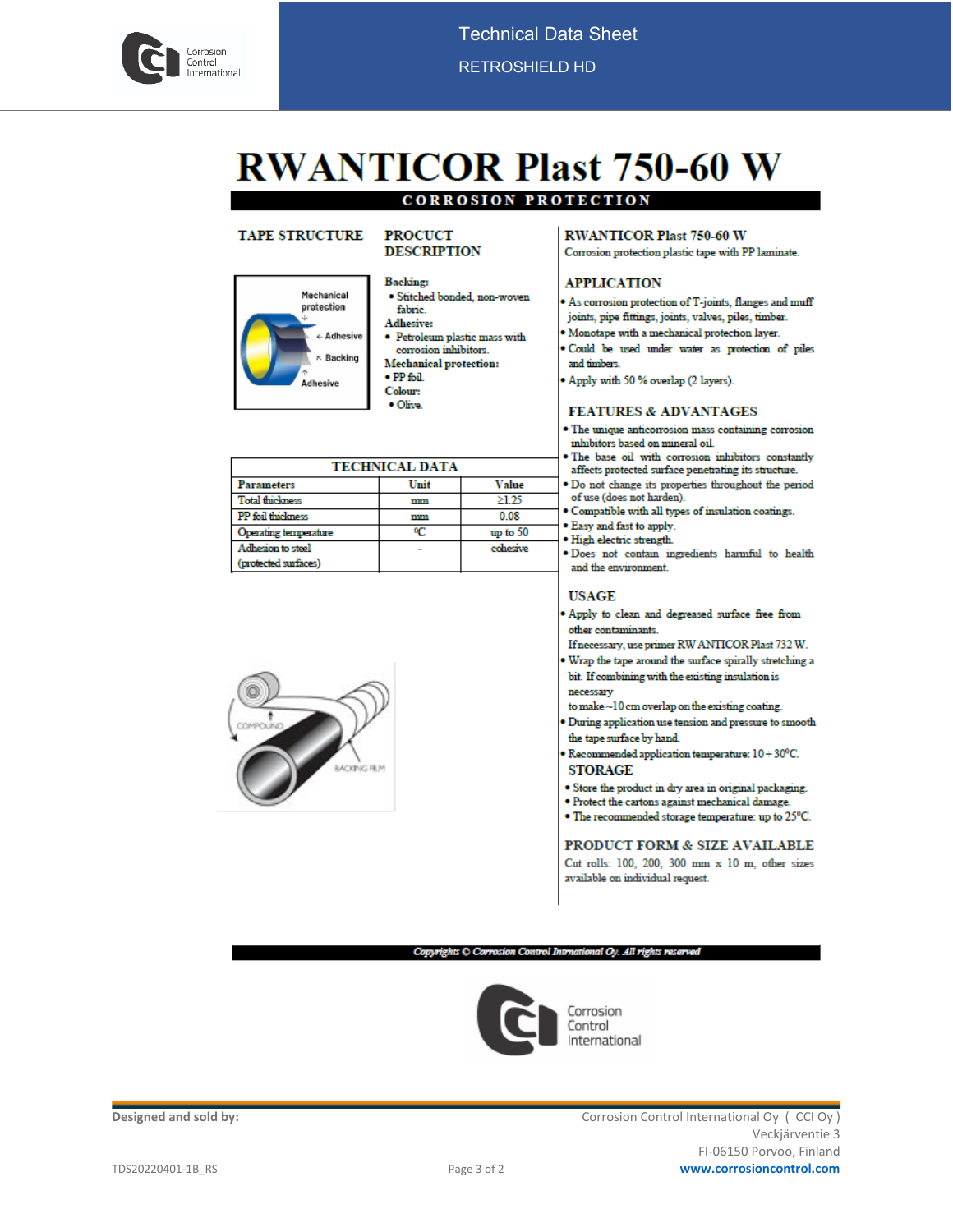# RWANTICOR Plast 750-60 W

**CORROSION PROTECTION**

### TAPE STRUCTURE

Mechanical protection
Adhesive
Backing
Adhesive

### PROCUCT DESCRIPTION

**Backing:**
- Stitched bonded, non-woven fabric.

**Adhesive:**
- Petroleum plastic mass with corrosion inhibitors.

**Mechanical protection:**
- PP foil.

**Colour:**
- Olive.

### TECHNICAL DATA

| Parameters | Unit | Value |
|---|---|---|
| Total thickness | mm | ≥1.25 |
| PP foil thickness | mm | 0.08 |
| Operating temperature | ⁰C | up to 50 |
| Adhesion to steel (protected surfaces) | - | cohesive |

COMPOUND
BACKING FILM

### RWANTICOR Plast 750-60 W

Corrosion protection plastic tape with PP laminate.

### APPLICATION

- As corrosion protection of T-joints, flanges and muff joints, pipe fittings, joints, valves, piles, timber.
- Monotape with a mechanical protection layer.
- Could be used under water as protection of piles and timbers.
- Apply with 50 % overlap (2 layers).

### FEATURES & ADVANTAGES

- The unique anticorrosion mass containing corrosion inhibitors based on mineral oil.
- The base oil with corrosion inhibitors constantly affects protected surface penetrating its structure.
- Do not change its properties throughout the period of use (does not harden).
- Compatible with all types of insulation coatings.
- Easy and fast to apply.
- High electric strength.
- Does not contain ingredients harmful to health and the environment.

### USAGE

- Apply to clean and degreased surface free from other contaminants.
  If necessary, use primer RW ANTICOR Plast 732 W.
- Wrap the tape around the surface spirally stretching a bit. If combining with the existing insulation is necessary
  to make ~10 cm overlap on the existing coating.
- During application use tension and pressure to smooth the tape surface by hand.
- Recommended application temperature: 10 ÷ 30⁰C.

### STORAGE

- Store the product in dry area in original packaging.
- Protect the cartons against mechanical damage.
- The recommended storage temperature: up to 25⁰C.

### PRODUCT FORM & SIZE AVAILABLE

Cut rolls: 100, 200, 300 mm x 10 m, other sizes available on individual request.

*Copyrights © Corrosion Control International Oy. All rights reserved*

**Designed and sold by:**

Corrosion Control International Oy ( CCI Oy )
Veckjärventie 3
FI-06150 Porvoo, Finland
www.corrosioncontrol.com

TDS20220401-1B_RS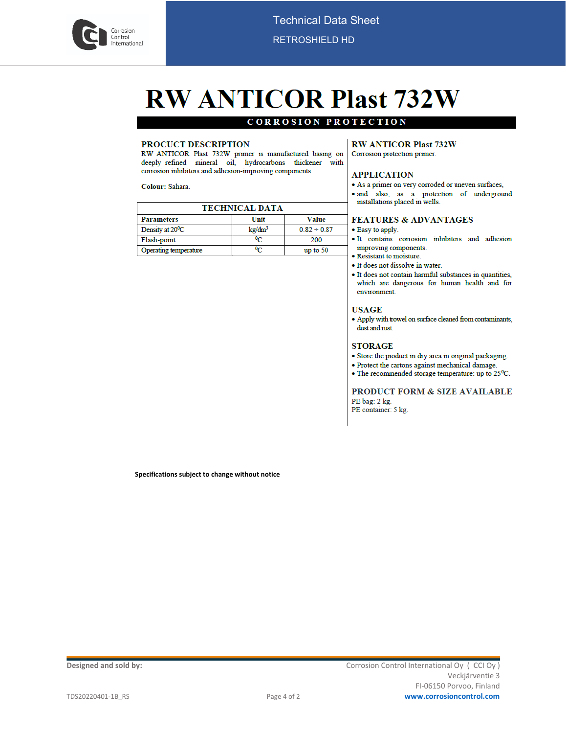# RW ANTICOR Plast 732W

**CORROSION PROTECTION**

## PROCUCT DESCRIPTION

RW ANTICOR Plast 732W primer is manufactured basing on deeply refined mineral oil, hydrocarbons thickener with corrosion inhibitors and adhesion-improving components.

**Colour:** Sahara.

| TECHNICAL DATA | | |
|---|---|---|
| **Parameters** | **Unit** | **Value** |
| Density at 20$^0$C | kg/dm$^3$ | 0.82 ÷ 0.87 |
| Flash-point | $^0$C | 200 |
| Operating temperature | $^0$C | up to 50 |

## RW ANTICOR Plast 732W

Corrosion protection primer.

## APPLICATION

- As a primer on very corroded or uneven surfaces,
- and also, as a protection of underground installations placed in wells.

## FEATURES & ADVANTAGES

- Easy to apply.
- It contains corrosion inhibitors and adhesion improving components.
- Resistant to moisture.
- It does not dissolve in water.
- It does not contain harmful substances in quantities, which are dangerous for human health and for environment.

## USAGE

- Apply with trowel on surface cleaned from contaminants, dust and rust.

## STORAGE

- Store the product in dry area in original packaging.
- Protect the cartons against mechanical damage.
- The recommended storage temperature: up to 25$^0$C.

## PRODUCT FORM & SIZE AVAILABLE

PE bag: 2 kg.
PE container: 5 kg.

**Specifications subject to change without notice**